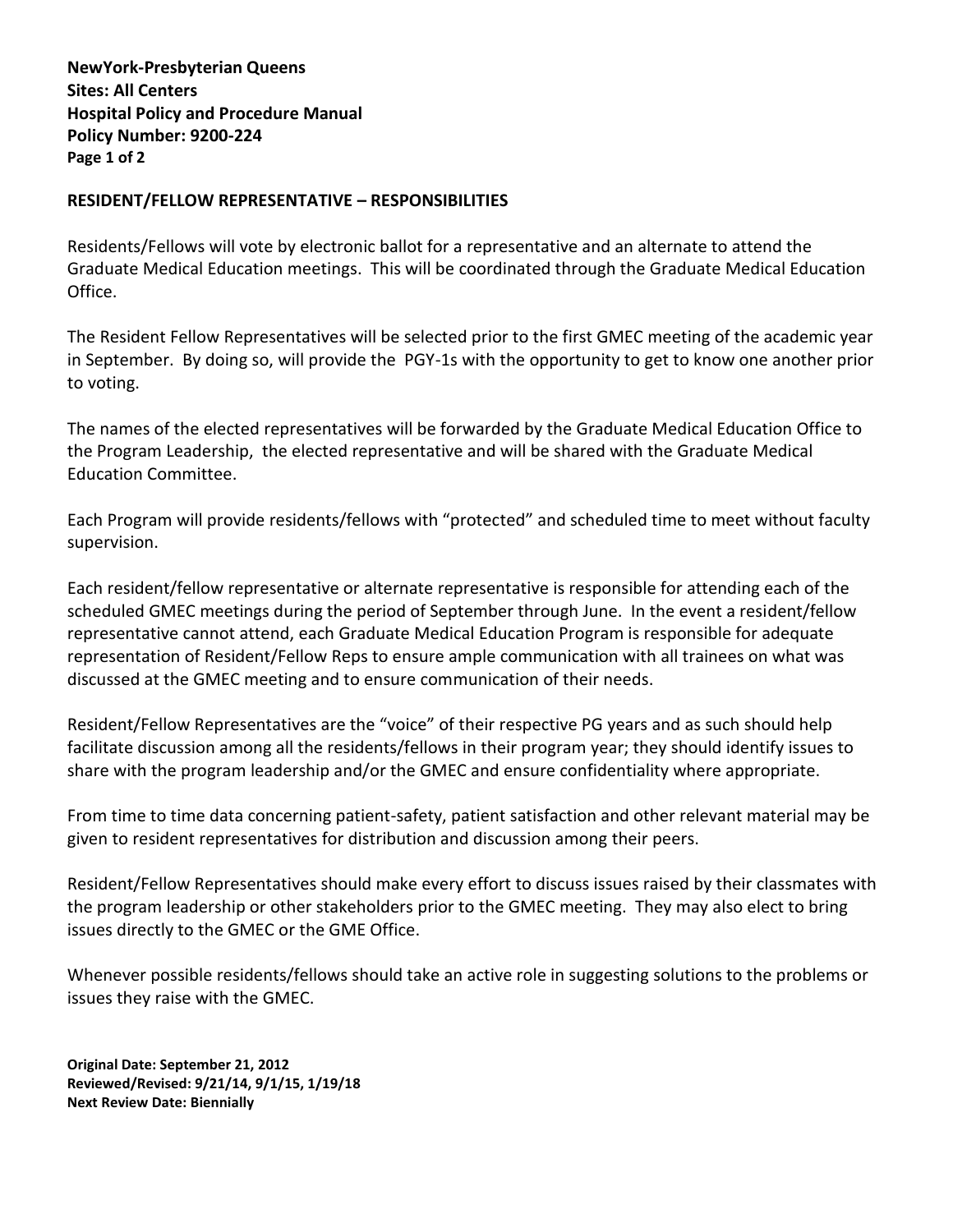**NewYork-Presbyterian Queens**
**Sites: All Centers**
**Hospital Policy and Procedure Manual**
**Policy Number: 9200-224**

## RESIDENT/FELLOW REPRESENTATIVE – RESPONSIBILITIES

Residents/Fellows will vote by electronic ballot for a representative and an alternate to attend the Graduate Medical Education meetings. This will be coordinated through the Graduate Medical Education Office.

The Resident Fellow Representatives will be selected prior to the first GMEC meeting of the academic year in September. By doing so, will provide the PGY-1s with the opportunity to get to know one another prior to voting.

The names of the elected representatives will be forwarded by the Graduate Medical Education Office to the Program Leadership, the elected representative and will be shared with the Graduate Medical Education Committee.

Each Program will provide residents/fellows with "protected" and scheduled time to meet without faculty supervision.

Each resident/fellow representative or alternate representative is responsible for attending each of the scheduled GMEC meetings during the period of September through June. In the event a resident/fellow representative cannot attend, each Graduate Medical Education Program is responsible for adequate representation of Resident/Fellow Reps to ensure ample communication with all trainees on what was discussed at the GMEC meeting and to ensure communication of their needs.

Resident/Fellow Representatives are the "voice" of their respective PG years and as such should help facilitate discussion among all the residents/fellows in their program year; they should identify issues to share with the program leadership and/or the GMEC and ensure confidentiality where appropriate.

From time to time data concerning patient-safety, patient satisfaction and other relevant material may be given to resident representatives for distribution and discussion among their peers.

Resident/Fellow Representatives should make every effort to discuss issues raised by their classmates with the program leadership or other stakeholders prior to the GMEC meeting. They may also elect to bring issues directly to the GMEC or the GME Office.

Whenever possible residents/fellows should take an active role in suggesting solutions to the problems or issues they raise with the GMEC.

**Original Date: September 21, 2012**
**Reviewed/Revised: 9/21/14, 9/1/15, 1/19/18**
**Next Review Date: Biennially**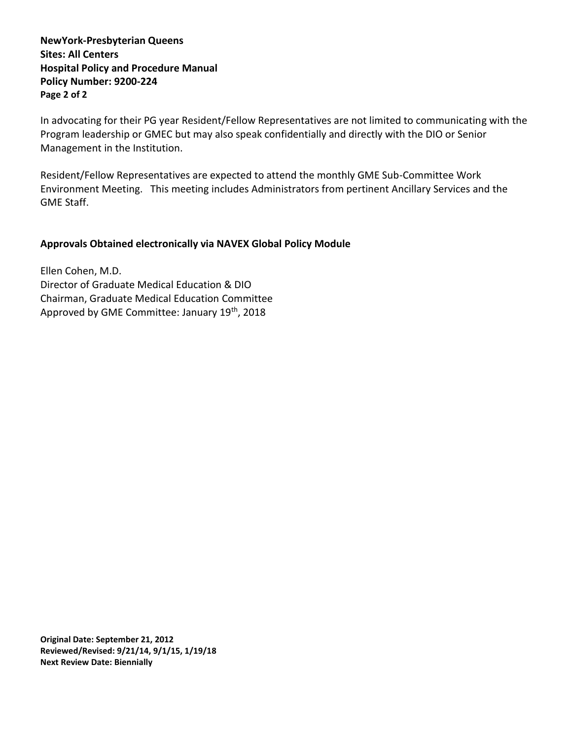In advocating for their PG year Resident/Fellow Representatives are not limited to communicating with the Program leadership or GMEC but may also speak confidentially and directly with the DIO or Senior Management in the Institution.

Resident/Fellow Representatives are expected to attend the monthly GME Sub-Committee Work Environment Meeting. This meeting includes Administrators from pertinent Ancillary Services and the GME Staff.

**Approvals Obtained electronically via NAVEX Global Policy Module**

Ellen Cohen, M.D.
Director of Graduate Medical Education & DIO
Chairman, Graduate Medical Education Committee
Approved by GME Committee: January 19th, 2018

**Original Date: September 21, 2012**
**Reviewed/Revised: 9/21/14, 9/1/15, 1/19/18**
**Next Review Date: Biennially**